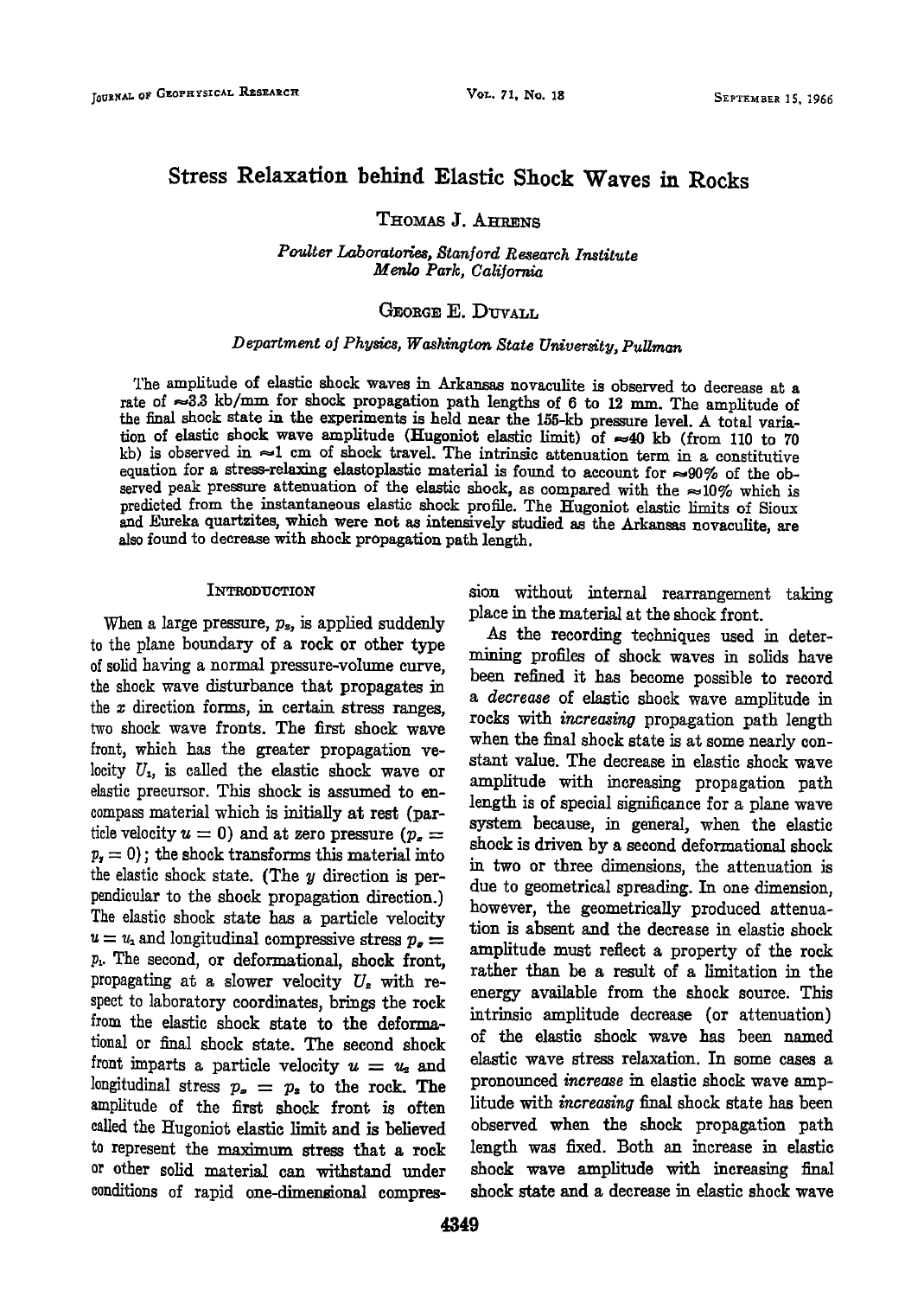# Stress Relaxation behind Elastic Shock Waves in Rocks

THOMAS J. AHRENS

*Poulter Laboratories, Stanford Research Institute*
*Menlo Park, California*

GEORGE E. DUVALL

*Department of Physics, Washington State University, Pullman*

The amplitude of elastic shock waves in Arkansas novaculite is observed to decrease at a rate of ≈3.3 kb/mm for shock propagation path lengths of 6 to 12 mm. The amplitude of the final shock state in the experiments is held near the 155-kb pressure level. A total variation of elastic shock wave amplitude (Hugoniot elastic limit) of ≈40 kb (from 110 to 70 kb) is observed in ≈1 cm of shock travel. The intrinsic attenuation term in a constitutive equation for a stress-relaxing elastoplastic material is found to account for ≈90% of the observed peak pressure attenuation of the elastic shock, as compared with the ≈10% which is predicted from the instantaneous elastic shock profile. The Hugoniot elastic limits of Sioux and Eureka quartzites, which were not as intensively studied as the Arkansas novaculite, are also found to decrease with shock propagation path length.

## INTRODUCTION

When a large pressure, $p_2$, is applied suddenly to the plane boundary of a rock or other type of solid having a normal pressure-volume curve, the shock wave disturbance that propagates in the $x$ direction forms, in certain stress ranges, two shock wave fronts. The first shock wave front, which has the greater propagation velocity $U_1$, is called the elastic shock wave or elastic precursor. This shock is assumed to encompass material which is initially at rest (particle velocity $u = 0$) and at zero pressure ($p_x = p_y = 0$); the shock transforms this material into the elastic shock state. (The $y$ direction is perpendicular to the shock propagation direction.) The elastic shock state has a particle velocity $u = u_1$ and longitudinal compressive stress $p_x = p_1$. The second, or deformational, shock front, propagating at a slower velocity $U_2$ with respect to laboratory coordinates, brings the rock from the elastic shock state to the deformational or final shock state. The second shock front imparts a particle velocity $u = u_2$ and longitudinal stress $p_x = p_2$ to the rock. The amplitude of the first shock front is often called the Hugoniot elastic limit and is believed to represent the maximum stress that a rock or other solid material can withstand under conditions of rapid one-dimensional compression without internal rearrangement taking place in the material at the shock front.

As the recording techniques used in determining profiles of shock waves in solids have been refined it has become possible to record a *decrease* of elastic shock wave amplitude in rocks with *increasing* propagation path length when the final shock state is at some nearly constant value. The decrease in elastic shock wave amplitude with increasing propagation path length is of special significance for a plane wave system because, in general, when the elastic shock is driven by a second deformational shock in two or three dimensions, the attenuation is due to geometrical spreading. In one dimension, however, the geometrically produced attenuation is absent and the decrease in elastic shock amplitude must reflect a property of the rock rather than be a result of a limitation in the energy available from the shock source. This intrinsic amplitude decrease (or attenuation) of the elastic shock wave has been named elastic wave stress relaxation. In some cases a pronounced *increase* in elastic shock wave amplitude with *increasing* final shock state has been observed when the shock propagation path length was fixed. Both an increase in elastic shock wave amplitude with increasing final shock state and a decrease in elastic shock wave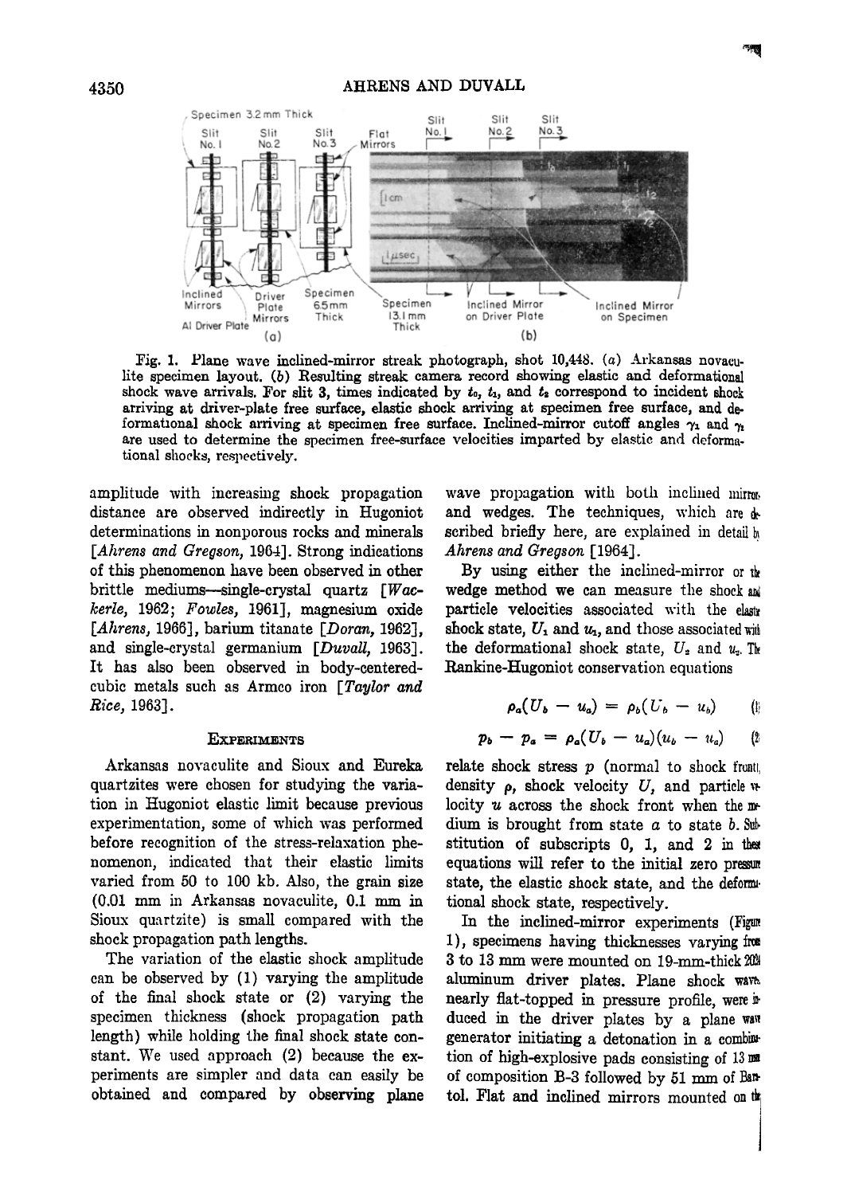Fig. 1. Plane wave inclined-mirror streak photograph, shot 10,448. (a) Arkansas novaculite specimen layout. (b) Resulting streak camera record showing elastic and deformational shock wave arrivals. For slit 3, times indicated by $t_0$, $t_1$, and $t_2$ correspond to incident shock arriving at driver-plate free surface, elastic shock arriving at specimen free surface, and deformational shock arriving at specimen free surface. Inclined-mirror cutoff angles $\gamma_1$ and $\gamma_2$ are used to determine the specimen free-surface velocities imparted by elastic and deformational shocks, respectively.

amplitude with increasing shock propagation distance are observed indirectly in Hugoniot determinations in nonporous rocks and minerals [*Ahrens and Gregson*, 1964]. Strong indications of this phenomenon have been observed in other brittle mediums—single-crystal quartz [*Wackerle*, 1962; *Fowles*, 1961], magnesium oxide [*Ahrens*, 1966], barium titanate [*Doran*, 1962], and single-crystal germanium [*Duvall*, 1963]. It has also been observed in body-centered-cubic metals such as Armco iron [*Taylor and Rice*, 1963].

## Experiments

Arkansas novaculite and Sioux and Eureka quartzites were chosen for studying the variation in Hugoniot elastic limit because previous experimentation, some of which was performed before recognition of the stress-relaxation phenomenon, indicated that their elastic limits varied from 50 to 100 kb. Also, the grain size (0.01 mm in Arkansas novaculite, 0.1 mm in Sioux quartzite) is small compared with the shock propagation path lengths.

The variation of the elastic shock amplitude can be observed by (1) varying the amplitude of the final shock state or (2) varying the specimen thickness (shock propagation path length) while holding the final shock state constant. We used approach (2) because the experiments are simpler and data can easily be obtained and compared by observing plane wave propagation with both inclined mirrors and wedges. The techniques, which are described briefly here, are explained in detail by *Ahrens and Gregson* [1964].

By using either the inclined-mirror or the wedge method we can measure the shock and particle velocities associated with the elastic shock state, $U_1$ and $u_1$, and those associated with the deformational shock state, $U_2$ and $u_2$. The Rankine-Hugoniot conservation equations

$$\rho_a(U_b - u_a) = \rho_b(U_b - u_b) \quad (1)$$

$$p_b - p_a = \rho_a(U_b - u_a)(u_b - u_a) \quad (2)$$

relate shock stress $p$ (normal to shock front), density $\rho$, shock velocity $U$, and particle velocity $u$ across the shock front when the medium is brought from state $a$ to state $b$. Substitution of subscripts 0, 1, and 2 in these equations will refer to the initial zero pressure state, the elastic shock state, and the deformational shock state, respectively.

In the inclined-mirror experiments (Figure 1), specimens having thicknesses varying from 3 to 13 mm were mounted on 19-mm-thick 2024 aluminum driver plates. Plane shock waves, nearly flat-topped in pressure profile, were induced in the driver plates by a plane wave generator initiating a detonation in a combination of high-explosive pads consisting of 13 mm of composition B-3 followed by 51 mm of Baratol. Flat and inclined mirrors mounted on the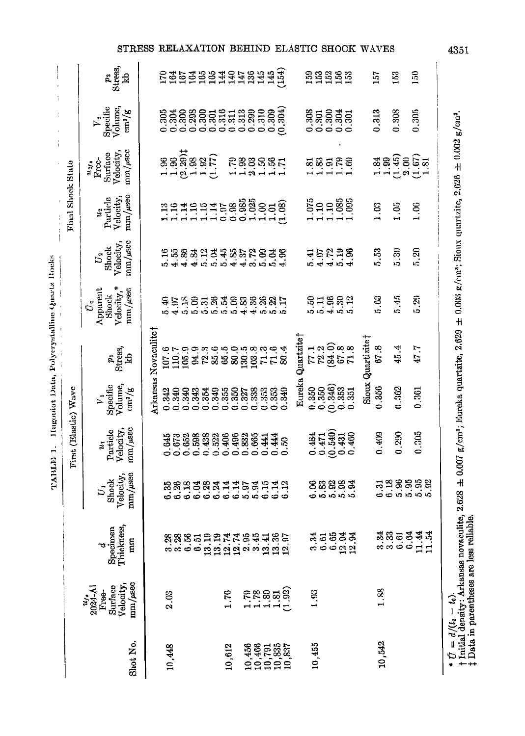TABLE 1. Hugoniot Data, Polycrystalline Quartz Rocks

| Shot No. | $u_{fs}$ 2024-Al Free-Surface Velocity, mm/μsec | $d$ Specimen Thickness, mm | First (Elastic) Wave: $U_1$ Shock Velocity, mm/μsec | $u_1$ Particle Velocity, mm/μsec | $V_1$ Specific Volume, cm³/g | $p_1$ Stress, kb | Final Shock State: $\bar{U}_2$ Apparent Shock Velocity,* mm/μsec | $U_2$ Shock Velocity, mm/μsec | $u_2$ Particle Velocity, mm/μsec | $u_{2fs}$ Free-Surface Velocity, mm/μsec | $V_2$ Specific Volume, cm³/g | $p_2$ Stress, kb |
|---|---|---|---|---|---|---|---|---|---|---|---|---|
| | | | | | | Arkansas Novaculite† | | | | | | |
| 10,448 | 2.03 | 3.28 | 6.35 | 0.645 | 0.342 | 107.6 | 5.40 | 5.16 | 1.13 | 1.96 | 0.305 | 170 |
| | | 3.28 | 6.28 | 0.673 | 0.340 | 110.7 | 4.97 | 4.55 | 1.16 | 1.96 | 0.304 | 164 |
| | | 6.56 | 6.18 | 0.652 | 0.340 | 105.9 | 5.18 | 4.86 | 1.14 | (2.29)‡ | 0.300 | 167 |
| | | 6.51 | 6.04 | 0.598 | 0.343 | 94.9 | 5.09 | 4.84 | 1.16 | 1.98 | 0.298 | 164 |
| | | 13.19 | 6.28 | 0.438 | 0.354 | 72.3 | 5.31 | 5.12 | 1.15 | 1.92 | 0.300 | 165 |
| | | 13.19 | 6.24 | 0.522 | 0.349 | 85.6 | 5.26 | 5.04 | 1.14 | (1.77) | 0.301 | 165 |
| 10,612 | 1.76 | 12.74 | 6.14 | 0.406 | 0.355 | 65.5 | 5.54 | 5.45 | 0.97 | | 0.316 | 144 |
| | | 12.74 | 6.14 | 0.496 | 0.350 | 80.0 | 5.09 | 4.85 | 0.98 | 1.79 | 0.311 | 140 |
| 10,456 | 1.79 | 2.95 | 5.97 | 0.832 | 0.327 | 130.5 | 4.83 | 4.37 | 0.985 | 1.98 | 0.313 | 147 |
| 10,466 | 1.78 | 3.45 | 5.94 | 0.665 | 0.338 | 103.8 | 4.36 | 3.72 | 1.025 | 2.03 | 0.299 | 136 |
| 10,791 | 1.80 | 13.41 | 6.15 | 0.441 | 0.353 | 71.3 | 5.26 | 5.09 | 1.00 | 1.50 | 0.310 | 145 |
| 10,835 | 1.81 | 13.36 | 6.14 | 0.444 | 0.353 | 71.6 | 5.22 | 5.04 | 1.01 | 1.56 | 0.309 | 145 |
| 10,837 | (1.92) | 12.97 | 6.12 | 0.50 | 0.349 | 80.4 | 5.17 | 4.96 | (1.08) | 1.71 | (0.304) | (154) |
| | | | | | | Eureka Quartzite† | | | | | | |
| 10,455 | 1.93 | 3.34 | 6.06 | 0.484 | 0.350 | 77.1 | 5.50 | 5.41 | 1.075 | 1.81 | 0.308 | 159 |
| | | 6.61 | 5.83 | 0.471 | 0.350 | 72.2 | 5.11 | 4.97 | 1.10 | 1.83 | 0.301 | 153 |
| | | 6.65 | 5.92 | (0.540) | (0.346) | (84.0) | 4.96 | 4.72 | 1.10 | 1.91 | 0.300 | 152 |
| | | 12.94 | 5.98 | 0.431 | 0.353 | 67.8 | 5.30 | 5.19 | 1.085 | 1.79 | 0.304 | 156 |
| | | 12.94 | 5.94 | 0.460 | 0.351 | 71.8 | 5.12 | 4.96 | 1.095 | 1.69 | 0.301 | 153 |
| | | | | | | Sioux Quartzite† | | | | | | |
| 10,542 | 1.88 | 3.34 | 6.31 | 0.409 | 0.356 | 67.8 | 5.63 | 5.53 | 1.03 | 1.84 | 0.313 | 157 |
| | | 3.33 | 6.18 | | | | | | | 1.99 | | |
| | | 6.61 | 5.96 | 0.290 | 0.362 | 45.4 | 5.45 | 5.39 | 1.05 | (1.45) | 0.308 | 153 |
| | | 6.64 | 5.95 | | | | | | | 2.00 | | |
| | | 11.44 | 5.95 | 0.305 | 0.361 | 47.7 | 5.29 | 5.20 | 1.06 | (1.67) | 0.305 | 150 |
| | | 11.54 | 5.92 | | | | | | | 1.81 | | |

* $\bar{U} = d/(t_2 - t_0)$.
† Initial density: Arkansas novaculite, 2.628 ± 0.007 g/cm³; Eureka quartzite, 2.629 ± 0.003 g/cm³; Sioux quartzite, 2.626 ± 0.002 g/cm³.
‡ Data in parentheses are less reliable.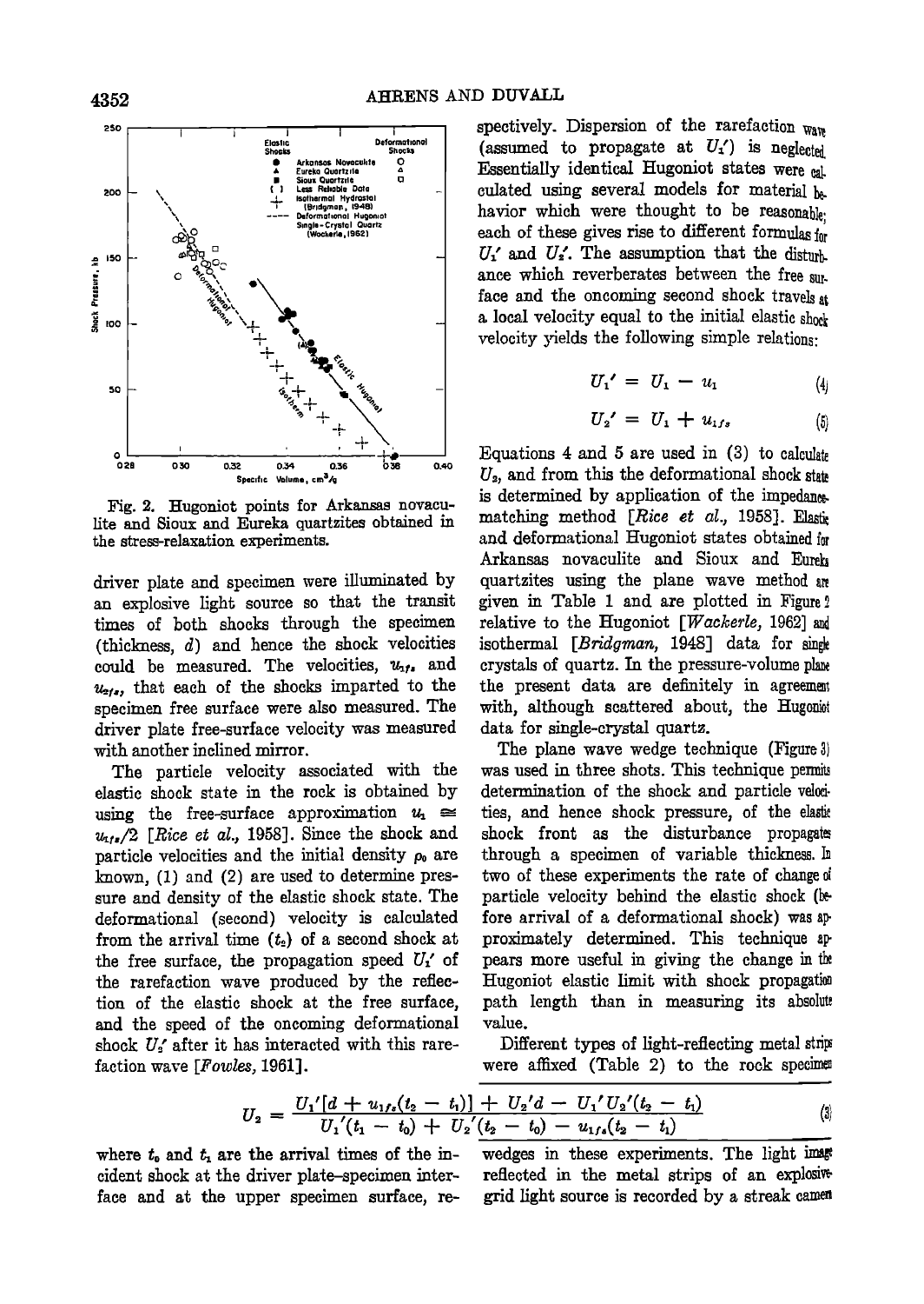Fig. 2. Hugoniot points for Arkansas novaculite and Sioux and Eureka quartzites obtained in the stress-relaxation experiments.

driver plate and specimen were illuminated by an explosive light source so that the transit times of both shocks through the specimen (thickness, $d$) and hence the shock velocities could be measured. The velocities, $u_{1fs}$ and $u_{2fs}$, that each of the shocks imparted to the specimen free surface were also measured. The driver plate free-surface velocity was measured with another inclined mirror.

The particle velocity associated with the elastic shock state in the rock is obtained by using the free-surface approximation $u_1 \cong u_{1fs}/2$ [*Rice et al.*, 1958]. Since the shock and particle velocities and the initial density $\rho_0$ are known, (1) and (2) are used to determine pressure and density of the elastic shock state. The deformational (second) velocity is calculated from the arrival time ($t_2$) of a second shock at the free surface, the propagation speed $U_1'$ of the rarefaction wave produced by the reflection of the elastic shock at the free surface, and the speed of the oncoming deformational shock $U_2'$ after it has interacted with this rarefaction wave [*Fowles*, 1961].

$$U_2 = \frac{U_1'[d + u_{1fs}(t_2 - t_1)] + U_2'd - U_1'U_2'(t_2 - t_1)}{U_1'(t_1 - t_0) + U_2'(t_2 - t_0) - u_{1fs}(t_2 - t_1)} \tag{3}$$

where $t_0$ and $t_1$ are the arrival times of the incident shock at the driver plate–specimen interface and at the upper specimen surface, respectively. Dispersion of the rarefaction wave (assumed to propagate at $U_1'$) is neglected. Essentially identical Hugoniot states were calculated using several models for material behavior which were thought to be reasonable; each of these gives rise to different formulas for $U_1'$ and $U_2'$. The assumption that the disturbance which reverberates between the free surface and the oncoming second shock travels at a local velocity equal to the initial elastic shock velocity yields the following simple relations:

$$U_1' = U_1 - u_1 \tag{4}$$

$$U_2' = U_1 + u_{1fs} \tag{5}$$

Equations 4 and 5 are used in (3) to calculate $U_2$, and from this the deformational shock state is determined by application of the impedance-matching method [*Rice et al.*, 1958]. Elastic and deformational Hugoniot states obtained for Arkansas novaculite and Sioux and Eureka quartzites using the plane wave method are given in Table 1 and are plotted in Figure 2 relative to the Hugoniot [*Wackerle*, 1962] and isothermal [*Bridgman*, 1948] data for single crystals of quartz. In the pressure-volume plane the present data are definitely in agreement with, although scattered about, the Hugoniot data for single-crystal quartz.

The plane wave wedge technique (Figure 3) was used in three shots. This technique permits determination of the shock and particle velocities, and hence shock pressure, of the elastic shock front as the disturbance propagates through a specimen of variable thickness. In two of these experiments the rate of change of particle velocity behind the elastic shock (before arrival of a deformational shock) was approximately determined. This technique appears more useful in giving the change in the Hugoniot elastic limit with shock propagation path length than in measuring its absolute value.

Different types of light-reflecting metal strips were affixed (Table 2) to the rock specimen wedges in these experiments. The light image reflected in the metal strips of an explosive-grid light source is recorded by a streak camera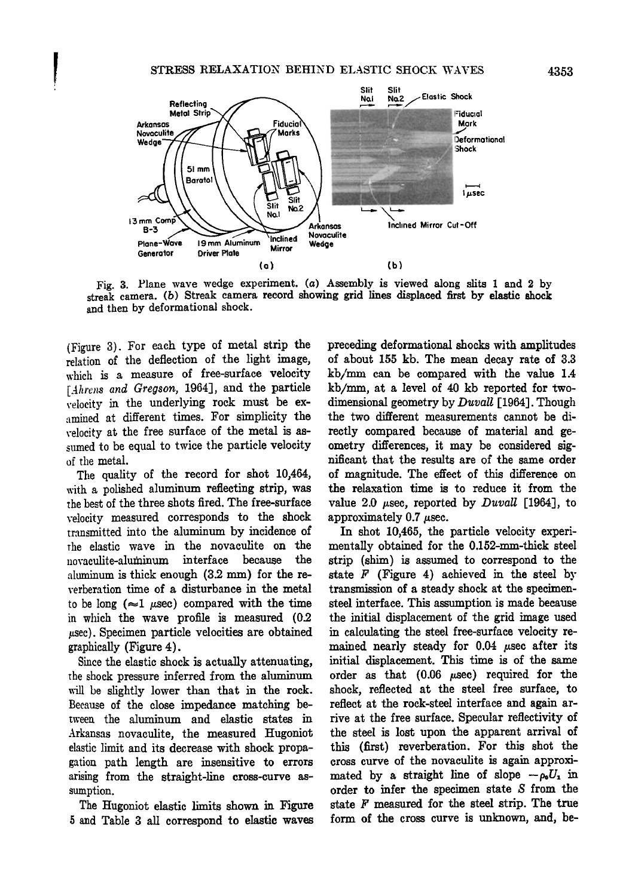Fig. 3. Plane wave wedge experiment. (*a*) Assembly is viewed along slits 1 and 2 by streak camera. (*b*) Streak camera record showing grid lines displaced first by elastic shock and then by deformational shock.

(Figure 3). For each type of metal strip the relation of the deflection of the light image, which is a measure of free-surface velocity [*Ahrens and Gregson*, 1964], and the particle velocity in the underlying rock must be examined at different times. For simplicity the velocity at the free surface of the metal is assumed to be equal to twice the particle velocity of the metal.

The quality of the record for shot 10,464, with a polished aluminum reflecting strip, was the best of the three shots fired. The free-surface velocity measured corresponds to the shock transmitted into the aluminum by incidence of the elastic wave in the novaculite on the novaculite-aluminum interface because the aluminum is thick enough (3.2 mm) for the reverberation time of a disturbance in the metal to be long ($\approx 1$ $\mu$sec) compared with the time in which the wave profile is measured (0.2 $\mu$sec). Specimen particle velocities are obtained graphically (Figure 4).

Since the elastic shock is actually attenuating, the shock pressure inferred from the aluminum will be slightly lower than that in the rock. Because of the close impedance matching between the aluminum and elastic states in Arkansas novaculite, the measured Hugoniot elastic limit and its decrease with shock propagation path length are insensitive to errors arising from the straight-line cross-curve assumption.

The Hugoniot elastic limits shown in Figure 5 and Table 3 all correspond to elastic waves preceding deformational shocks with amplitudes of about 155 kb. The mean decay rate of 3.3 kb/mm can be compared with the value 1.4 kb/mm, at a level of 40 kb reported for two-dimensional geometry by *Duvall* [1964]. Though the two different measurements cannot be directly compared because of material and geometry differences, it may be considered significant that the results are of the same order of magnitude. The effect of this difference on the relaxation time is to reduce it from the value 2.0 $\mu$sec, reported by *Duvall* [1964], to approximately 0.7 $\mu$sec.

In shot 10,465, the particle velocity experimentally obtained for the 0.152-mm-thick steel strip (shim) is assumed to correspond to the state $F$ (Figure 4) achieved in the steel by transmission of a steady shock at the specimen-steel interface. This assumption is made because the initial displacement of the grid image used in calculating the steel free-surface velocity remained nearly steady for 0.04 $\mu$sec after its initial displacement. This time is of the same order as that (0.06 $\mu$sec) required for the shock, reflected at the steel free surface, to reflect at the rock-steel interface and again arrive at the free surface. Specular reflectivity of the steel is lost upon the apparent arrival of this (first) reverberation. For this shot the cross curve of the novaculite is again approximated by a straight line of slope $-\rho_0 U_1$ in order to infer the specimen state $S$ from the state $F$ measured for the steel strip. The true form of the cross curve is unknown, and, be-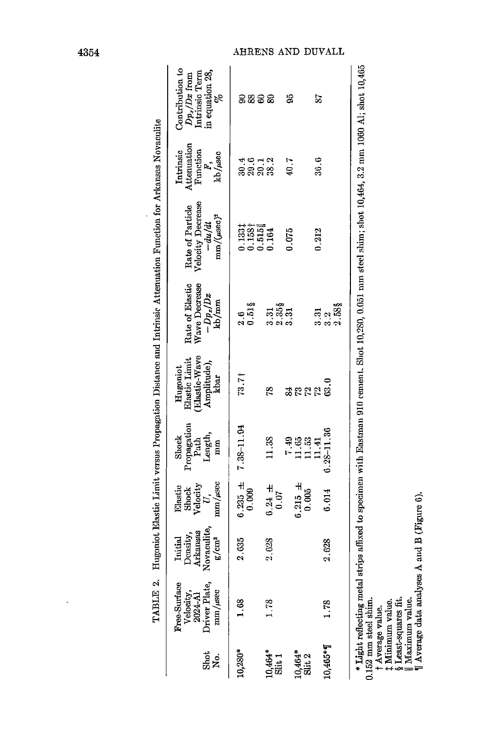TABLE 2. Hugoniot Elastic Limit versus Propagation Distance and Intrinsic Attenuation Function for Arkansas Novaculite

| Shot No. | Free-Surface Velocity, 2024-Al Driver Plate, mm/μsec | Initial Density, Arkansas Novaculite, g/cm³ | Elastic Shock Velocity $U$, mm/μsec | Shock Propagation Path Length, mm | Hugoniot Elastic Limit (Elastic-Wave Amplitude), kbar | Rate of Elastic Wave Decrease $-Dp_x/Dx$ kb/mm | Rate of Particle Velocity Decrease $-du/dt$ mm/(μsec)² | Intrinsic Attenuation Function $F$, kb/μsec | Contribution to $Dp_x/Dx$ from Intrinsic Term in equation 28, % |
|---|---|---|---|---|---|---|---|---|---|
| 10,280* | 1.68 | 2.635 | 6.235 ± 0.009 | 7.38–11.94 | 73.7† | 2.6 | 0.133‡ | 30.4 | 90 |
| | | | | | | 0.51§ | 0.158† | 29.6 | 88 |
| 10,464* Slit 1 | 1.78 | 2.628 | 6.24 ± 0.07 | 11.38 | 78 | 3.31 | 0.515‖ | 20.1 | 60 |
| | | | | | | 2.35§ | 0.164 | 38.2 | 89 |
| 10,464* Slit 2 | | | 6.215 ± 0.005 | 7.49 | 84 | 3.31 | | | |
| | | | | 11.65 | 73 | | 0.075 | 40.7 | 95 |
| | | | | 11.53 | 72 | | | | |
| 10,465*¶ | 1.78 | 2.628 | 6.014 | 11.41 | 72 | 3.31 | 0.212 | 36.6 | 87 |
| | | | | 6.28–11.36 | 63.0 | 3.2 | | | |
| | | | | | | 2.58§ | | | |

\* Light reflecting metal strips affixed to specimen with Eastman 910 cement. Shot 10,280, 0.051 mm steel shim; shot 10,464, 3.2 mm 1060 Al; shot 10,465 0.152 mm steel shim.

† Average value.

‡ Minimum value.

§ Least-squares fit.

‖ Maximum value.

¶ Average data analyses A and B (Figure 6).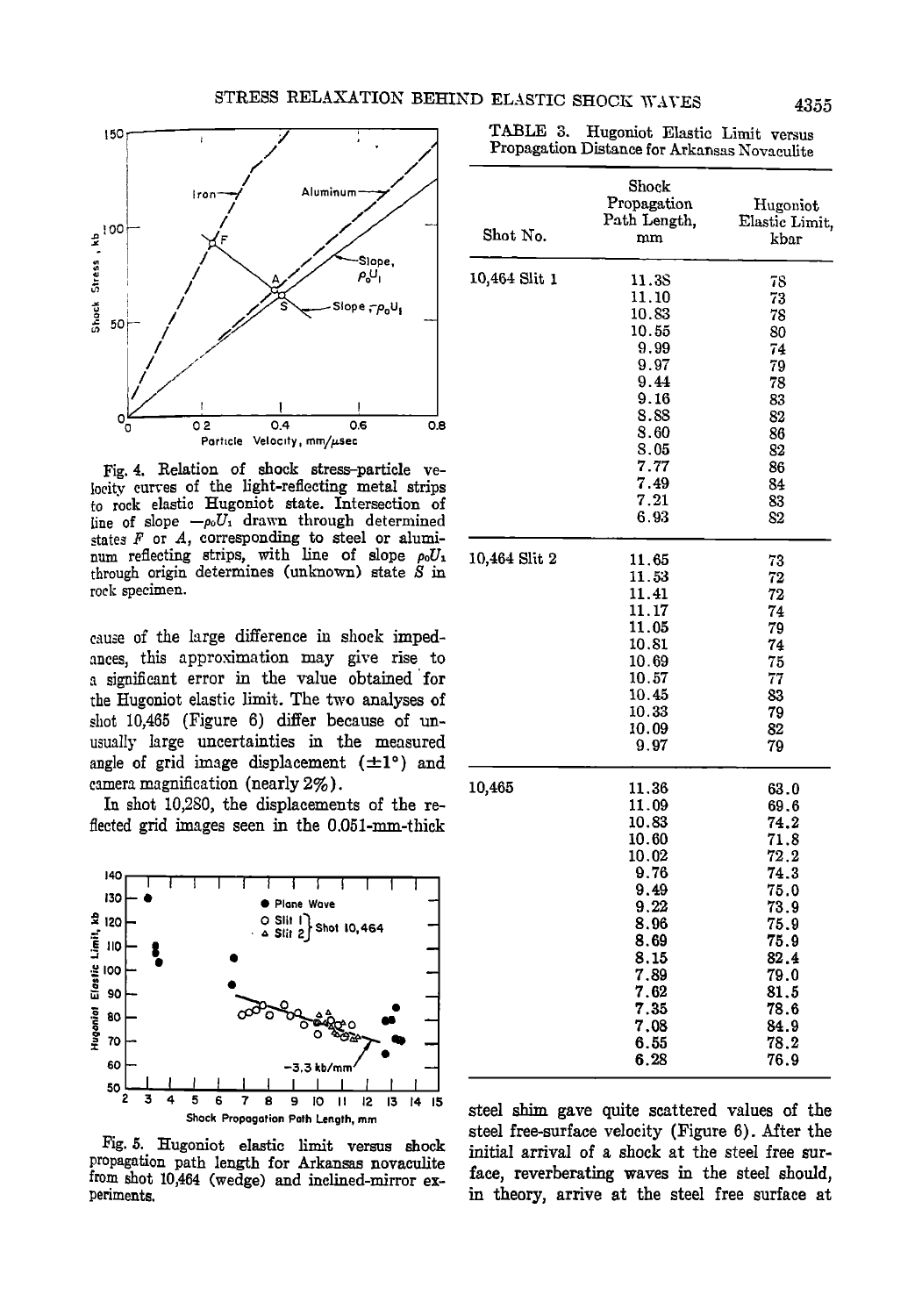Fig. 4. Relation of shock stress-particle velocity curves of the light-reflecting metal strips to rock elastic Hugoniot state. Intersection of line of slope $-\rho_0 U_1$ drawn through determined states $F$ or $A$, corresponding to steel or aluminum reflecting strips, with line of slope $\rho_0 U_1$ through origin determines (unknown) state $S$ in rock specimen.

cause of the large difference in shock impedances, this approximation may give rise to a significant error in the value obtained for the Hugoniot elastic limit. The two analyses of shot 10,465 (Figure 6) differ because of unusually large uncertainties in the measured angle of grid image displacement (±1°) and camera magnification (nearly 2%).

In shot 10,280, the displacements of the reflected grid images seen in the 0.051-mm-thick steel shim gave quite scattered values of the steel free-surface velocity (Figure 6). After the initial arrival of a shock at the steel free surface, reverberating waves in the steel should, in theory, arrive at the steel free surface at

Fig. 5. Hugoniot elastic limit versus shock propagation path length for Arkansas novaculite from shot 10,464 (wedge) and inclined-mirror experiments.

TABLE 3. Hugoniot Elastic Limit versus Propagation Distance for Arkansas Novaculite

| Shot No. | Shock Propagation Path Length, mm | Hugoniot Elastic Limit, kbar |
|---|---|---|
| 10,464 Slit 1 | 11.38 | 78 |
| | 11.10 | 73 |
| | 10.83 | 78 |
| | 10.55 | 80 |
| | 9.99 | 74 |
| | 9.97 | 79 |
| | 9.44 | 78 |
| | 9.16 | 83 |
| | 8.88 | 82 |
| | 8.60 | 86 |
| | 8.05 | 82 |
| | 7.77 | 86 |
| | 7.49 | 84 |
| | 7.21 | 83 |
| | 6.93 | 82 |
| 10,464 Slit 2 | 11.65 | 73 |
| | 11.53 | 72 |
| | 11.41 | 72 |
| | 11.17 | 74 |
| | 11.05 | 79 |
| | 10.81 | 74 |
| | 10.69 | 75 |
| | 10.57 | 77 |
| | 10.45 | 83 |
| | 10.33 | 79 |
| | 10.09 | 82 |
| | 9.97 | 79 |
| 10,465 | 11.36 | 63.0 |
| | 11.09 | 69.6 |
| | 10.83 | 74.2 |
| | 10.60 | 71.8 |
| | 10.02 | 72.2 |
| | 9.76 | 74.3 |
| | 9.49 | 75.0 |
| | 9.22 | 73.9 |
| | 8.96 | 75.9 |
| | 8.69 | 75.9 |
| | 8.15 | 82.4 |
| | 7.89 | 79.0 |
| | 7.62 | 81.5 |
| | 7.35 | 78.6 |
| | 7.08 | 84.9 |
| | 6.55 | 78.2 |
| | 6.28 | 76.9 |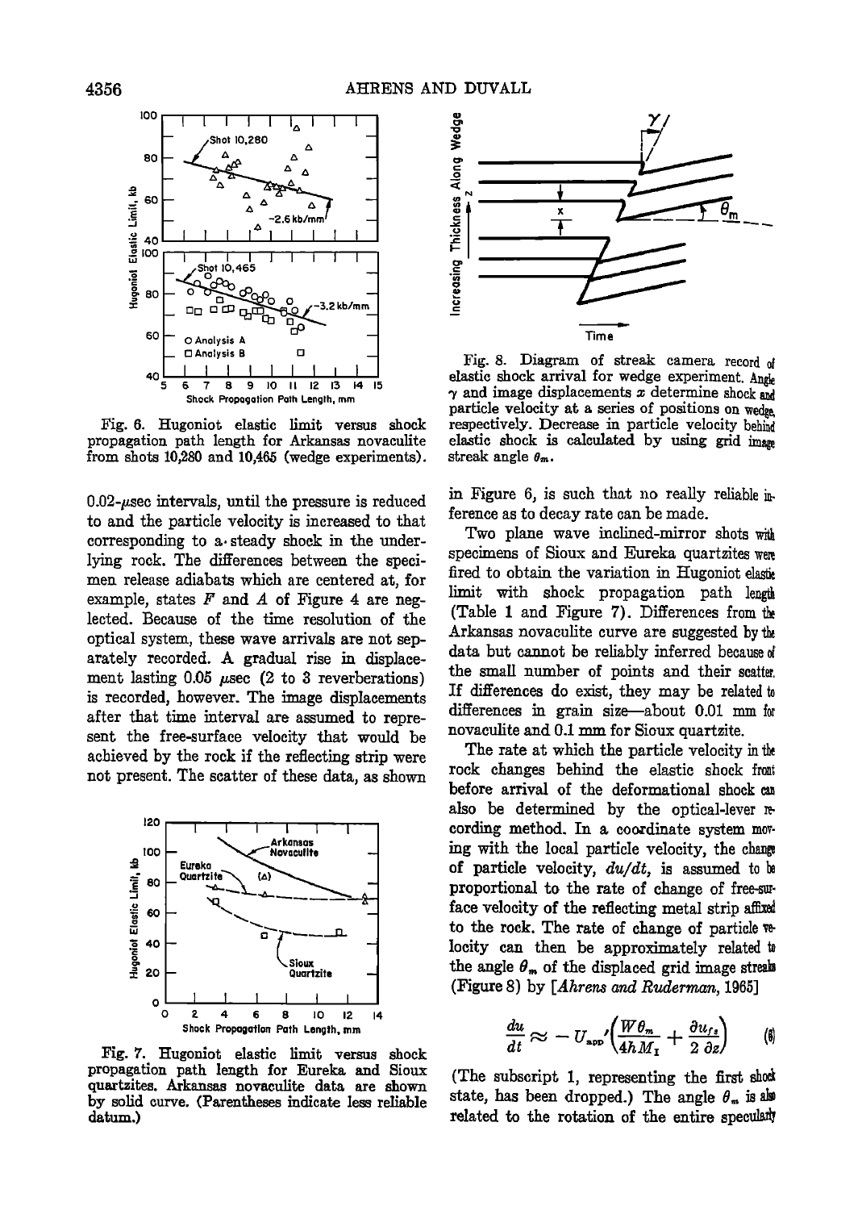Fig. 6. Hugoniot elastic limit versus shock propagation path length for Arkansas novaculite from shots 10,280 and 10,465 (wedge experiments).

$0.02$-$\mu$sec intervals, until the pressure is reduced to and the particle velocity is increased to that corresponding to a steady shock in the underlying rock. The differences between the specimen release adiabats which are centered at, for example, states $F$ and $A$ of Figure 4 are neglected. Because of the time resolution of the optical system, these wave arrivals are not separately recorded. A gradual rise in displacement lasting 0.05 $\mu$sec (2 to 3 reverberations) is recorded, however. The image displacements after that time interval are assumed to represent the free-surface velocity that would be achieved by the rock if the reflecting strip were not present. The scatter of these data, as shown in Figure 6, is such that no really reliable inference as to decay rate can be made.

Fig. 7. Hugoniot elastic limit versus shock propagation path length for Eureka and Sioux quartzites. Arkansas novaculite data are shown by solid curve. (Parentheses indicate less reliable datum.)

Fig. 8. Diagram of streak camera record of elastic shock arrival for wedge experiment. Angle $\gamma$ and image displacements $x$ determine shock and particle velocity at a series of positions on wedge, respectively. Decrease in particle velocity behind elastic shock is calculated by using grid image streak angle $\theta_m$.

Two plane wave inclined-mirror shots with specimens of Sioux and Eureka quartzites were fired to obtain the variation in Hugoniot elastic limit with shock propagation path length (Table 1 and Figure 7). Differences from the Arkansas novaculite curve are suggested by the data but cannot be reliably inferred because of the small number of points and their scatter. If differences do exist, they may be related to differences in grain size—about 0.01 mm for novaculite and 0.1 mm for Sioux quartzite.

The rate at which the particle velocity in the rock changes behind the elastic shock front before arrival of the deformational shock can also be determined by the optical-lever recording method. In a coordinate system moving with the local particle velocity, the change of particle velocity, $du/dt$, is assumed to be proportional to the rate of change of free-surface velocity of the reflecting metal strip affixed to the rock. The rate of change of particle velocity can then be approximately related to the angle $\theta_m$ of the displaced grid image streaks (Figure 8) by [*Ahrens and Ruderman*, 1965]

$$\frac{du}{dt} \approx -U_{\text{app}}'\left(\frac{W\theta_m}{4hM_1} + \frac{\partial u_{fs}}{2\,\partial z}\right) \qquad (6)$$

(The subscript 1, representing the first shock state, has been dropped.) The angle $\theta_m$ is also related to the rotation of the entire specularly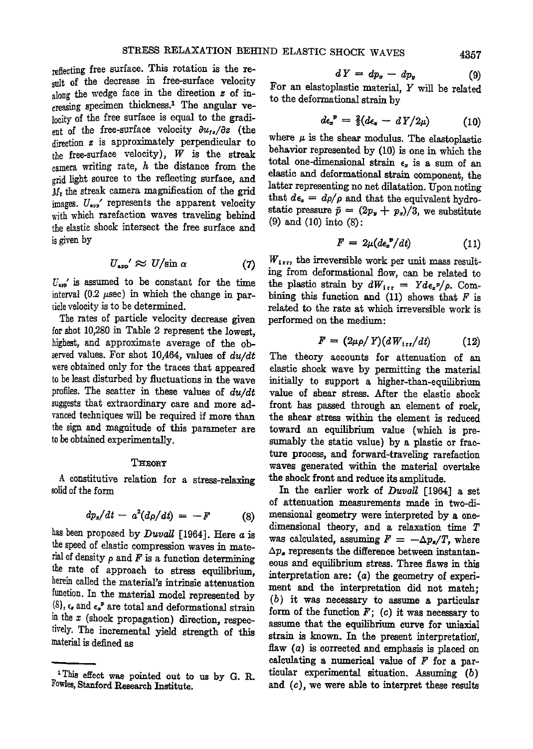reflecting free surface. This rotation is the result of the decrease in free-surface velocity along the wedge face in the direction $z$ of increasing specimen thickness.[1] The angular velocity of the free surface is equal to the gradient of the free-surface velocity $\partial u_{fs}/\partial z$ (the direction $z$ is approximately perpendicular to the free-surface velocity), $W$ is the streak camera writing rate, $h$ the distance from the grid light source to the reflecting surface, and $M_I$ the streak camera magnification of the grid images. $U_{app}'$ represents the apparent velocity with which rarefaction waves traveling behind the elastic shock intersect the free surface and is given by

$$U_{app}' \approx U/\sin \alpha \tag{7}$$

$U_{app}'$ is assumed to be constant for the time interval (0.2 μsec) in which the change in particle velocity is to be determined.

The rates of particle velocity decrease given for shot 10,280 in Table 2 represent the lowest, highest, and approximate average of the observed values. For shot 10,464, values of $du/dt$ were obtained only for the traces that appeared to be least disturbed by fluctuations in the wave profiles. The scatter in these values of $du/dt$ suggests that extraordinary care and more advanced techniques will be required if more than the sign and magnitude of this parameter are to be obtained experimentally.

## Theory

A constitutive relation for a stress-relaxing solid of the form

$$dp_x/dt - a^2(d\rho/dt) = -F \tag{8}$$

has been proposed by *Duvall* [1964]. Here $a$ is the speed of elastic compression waves in material of density $\rho$ and $F$ is a function determining the rate of approach to stress equilibrium, herein called the material's intrinsic attenuation function. In the material model represented by (8), $\epsilon_x$ and $\epsilon_x^p$ are total and deformational strain in the $x$ (shock propagation) direction, respectively. The incremental yield strength of this material is defined as

$$dY = dp_x - dp_y \tag{9}$$

For an elastoplastic material, $Y$ will be related to the deformational strain by

$$d\epsilon_x^p = \tfrac{2}{3}(d\epsilon_x - dY/2\mu) \tag{10}$$

where $\mu$ is the shear modulus. The elastoplastic behavior represented by (10) is one in which the total one-dimensional strain $\epsilon_x$ is a sum of an elastic and deformational strain component, the latter representing no net dilatation. Upon noting that $d\epsilon_x = d\rho/\rho$ and that the equivalent hydrostatic pressure $\bar{p} = (2p_y + p_x)/3$, we substitute (9) and (10) into (8):

$$F = 2\mu(d\epsilon_x^p/dt) \tag{11}$$

$W_{irr}$, the irreversible work per unit mass resulting from deformational flow, can be related to the plastic strain by $dW_{irr} = Y d\epsilon_x^p/\rho$. Combining this function and (11) shows that $F$ is related to the rate at which irreversible work is performed on the medium:

$$F = (2\mu\rho/Y)(dW_{irr}/dt) \tag{12}$$

The theory accounts for attenuation of an elastic shock wave by permitting the material initially to support a higher-than-equilibrium value of shear stress. After the elastic shock front has passed through an element of rock, the shear stress within the element is reduced toward an equilibrium value (which is presumably the static value) by a plastic or fracture process, and forward-traveling rarefaction waves generated within the material overtake the shock front and reduce its amplitude.

In the earlier work of *Duvall* [1964] a set of attenuation measurements made in two-dimensional geometry were interpreted by a one-dimensional theory, and a relaxation time $T$ was calculated, assuming $F = -\Delta p_x/T$, where $\Delta p_x$ represents the difference between instantaneous and equilibrium stress. Three flaws in this interpretation are: (*a*) the geometry of experiment and the interpretation did not match; (*b*) it was necessary to assume a particular form of the function $F$; (*c*) it was necessary to assume that the equilibrium curve for uniaxial strain is known. In the present interpretation, flaw (*a*) is corrected and emphasis is placed on calculating a numerical value of $F$ for a particular experimental situation. Assuming (*b*) and (*c*), we were able to interpret these results

[1] This effect was pointed out to us by G. R. Fowles, Stanford Research Institute.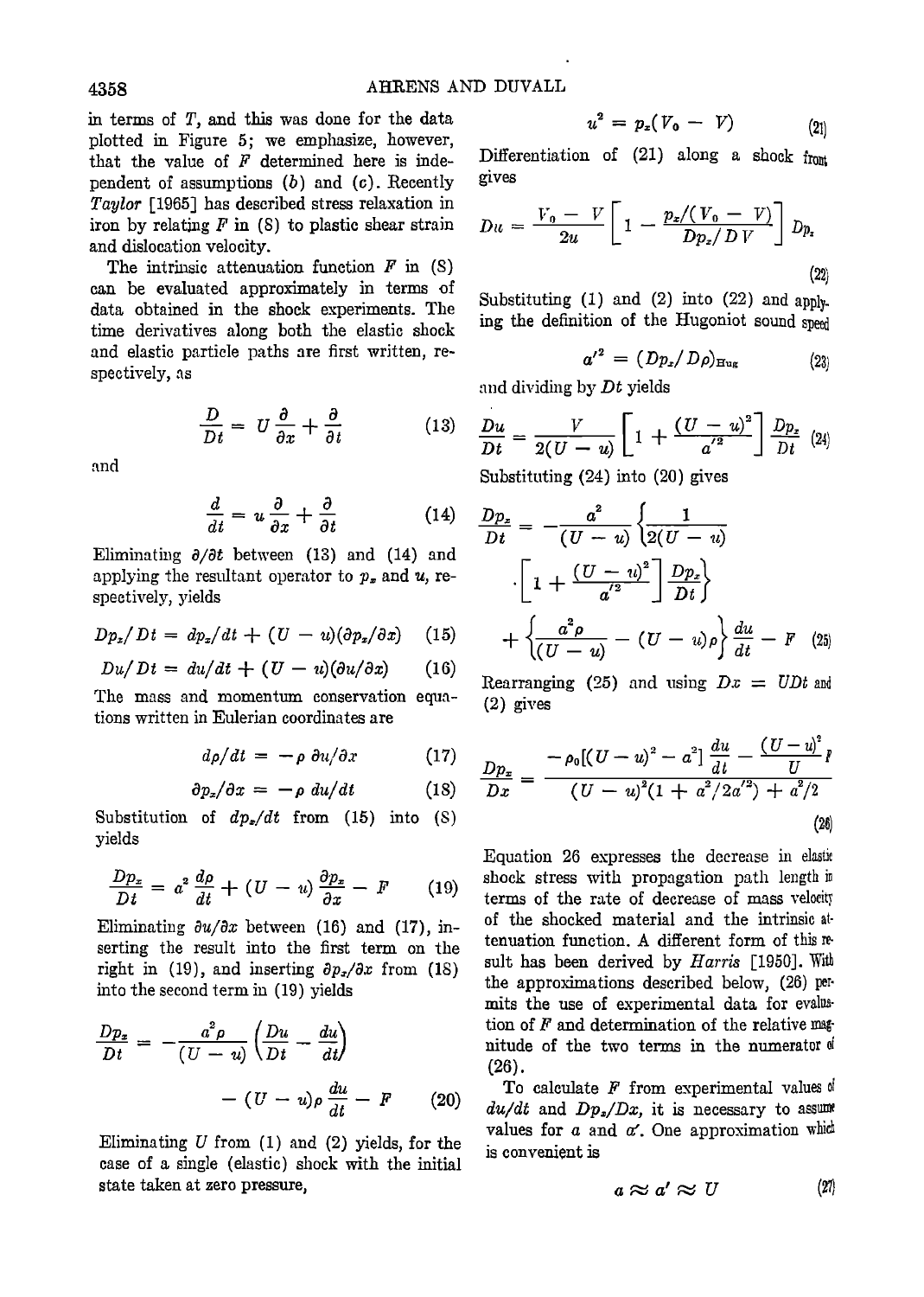in terms of $T$, and this was done for the data plotted in Figure 5; we emphasize, however, that the value of $F$ determined here is independent of assumptions (*b*) and (*c*). Recently *Taylor* [1965] has described stress relaxation in iron by relating $F$ in (S) to plastic shear strain and dislocation velocity.

The intrinsic attenuation function $F$ in (S) can be evaluated approximately in terms of data obtained in the shock experiments. The time derivatives along both the elastic shock and elastic particle paths are first written, respectively, as

$$\frac{D}{Dt} = U\frac{\partial}{\partial x} + \frac{\partial}{\partial t} \tag{13}$$

and

$$\frac{d}{dt} = u\frac{\partial}{\partial x} + \frac{\partial}{\partial t} \tag{14}$$

Eliminating $\partial/\partial t$ between (13) and (14) and applying the resultant operator to $p_x$ and $u$, respectively, yields

$$Dp_x/Dt = dp_x/dt + (U - u)(\partial p_x/\partial x) \tag{15}$$

$$Du/Dt = du/dt + (U - u)(\partial u/\partial x) \tag{16}$$

The mass and momentum conservation equations written in Eulerian coordinates are

$$d\rho/dt = -\rho\, \partial u/\partial x \tag{17}$$

$$\partial p_x/\partial x = -\rho\, du/dt \tag{18}$$

Substitution of $dp_x/dt$ from (15) into (S) yields

$$\frac{Dp_x}{Dt} = a^2\frac{d\rho}{dt} + (U - u)\frac{\partial p_x}{\partial x} - F \tag{19}$$

Eliminating $\partial u/\partial x$ between (16) and (17), inserting the result into the first term on the right in (19), and inserting $\partial p_x/\partial x$ from (18) into the second term in (19) yields

$$\frac{Dp_x}{Dt} = -\frac{a^2\rho}{(U - u)}\left(\frac{Du}{Dt} - \frac{du}{dt}\right) - (U - u)\rho\frac{du}{dt} - F \tag{20}$$

Eliminating $U$ from (1) and (2) yields, for the case of a single (elastic) shock with the initial state taken at zero pressure,

$$u^2 = p_x(V_0 - V) \tag{21}$$

Differentiation of (21) along a shock front gives

$$Du = \frac{V_0 - V}{2u}\left[1 - \frac{p_x/(V_0 - V)}{Dp_x/DV}\right]Dp_x \tag{22}$$

Substituting (1) and (2) into (22) and applying the definition of the Hugoniot sound speed

$$a'^2 = (Dp_x/D\rho)_{\text{Hug}} \tag{23}$$

and dividing by $Dt$ yields

$$\frac{Du}{Dt} = \frac{V}{2(U - u)}\left[1 + \frac{(U - u)^2}{a'^2}\right]\frac{Dp_x}{Dt} \tag{24}$$

Substituting (24) into (20) gives

$$\frac{Dp_x}{Dt} = -\frac{a^2}{(U - u)}\left\{\frac{1}{2(U - u)}\cdot\left[1 + \frac{(U - u)^2}{a'^2}\right]\frac{Dp_x}{Dt}\right\} + \left\{\frac{a^2\rho}{(U - u)} - (U - u)\rho\right\}\frac{du}{dt} - F \tag{25}$$

Rearranging (25) and using $Dx = UDt$ and (2) gives

$$\frac{Dp_x}{Dx} = \frac{-\rho_0[(U - u)^2 - a^2]\dfrac{du}{dt} - \dfrac{(U - u)^2}{U}F}{(U - u)^2(1 + a^2/2a'^2) + a^2/2} \tag{26}$$

Equation 26 expresses the decrease in elastic shock stress with propagation path length in terms of the rate of decrease of mass velocity of the shocked material and the intrinsic attenuation function. A different form of this result has been derived by *Harris* [1950]. With the approximations described below, (26) permits the use of experimental data for evaluation of $F$ and determination of the relative magnitude of the two terms in the numerator of (26).

To calculate $F$ from experimental values of $du/dt$ and $Dp_x/Dx$, it is necessary to assume values for $a$ and $a'$. One approximation which is convenient is

$$a \approx a' \approx U \tag{27}$$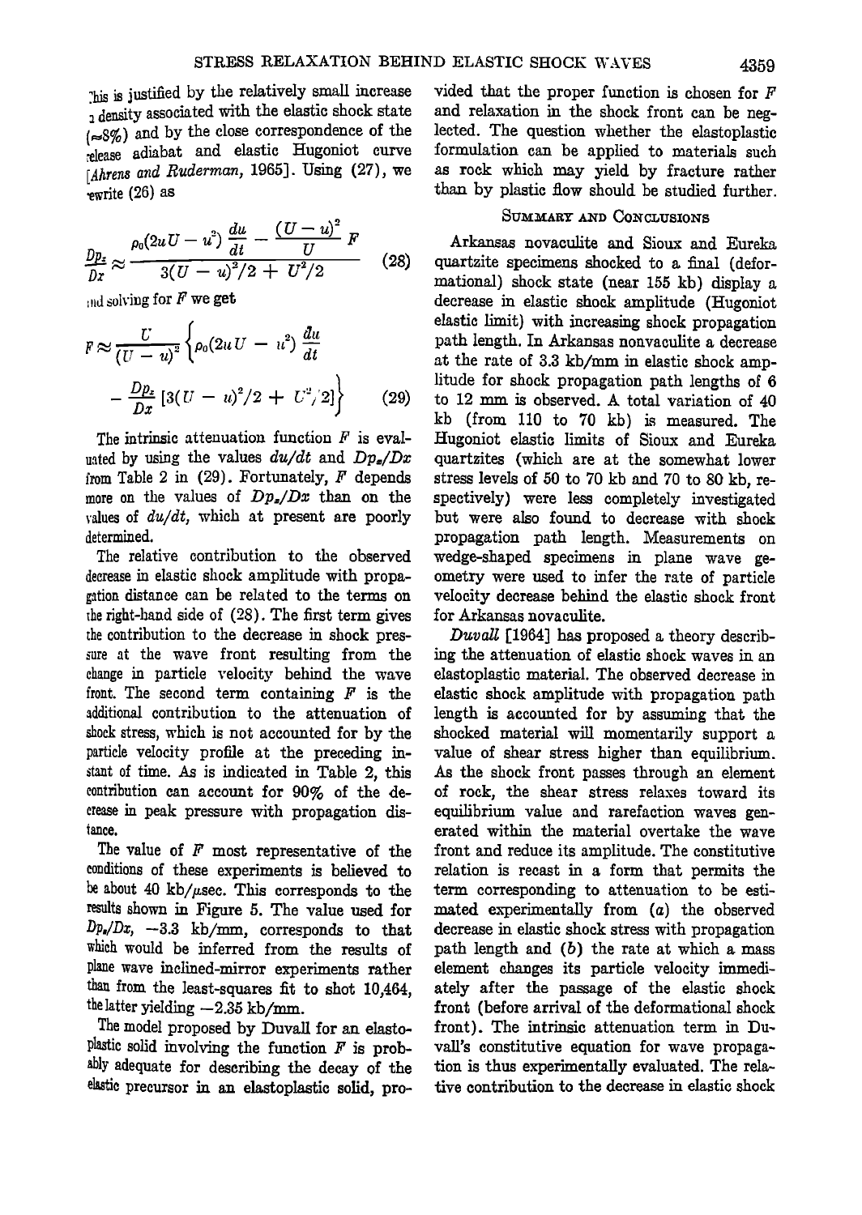This is justified by the relatively small increase in density associated with the elastic shock state ($\approx 8\%$) and by the close correspondence of the release adiabat and elastic Hugoniot curve [*Ahrens and Ruderman*, 1965]. Using (27), we rewrite (26) as

$$\frac{Dp_x}{Dx} \approx \frac{\rho_0(2uU - u^2)\dfrac{du}{dt} - \dfrac{(U-u)^2}{U}F}{3(U-u)^2/2 + U^2/2} \qquad (28)$$

and solving for $F$ we get

$$F \approx \frac{U}{(U-u)^2}\left\{\rho_0(2uU - u^2)\frac{du}{dt} - \frac{Dp_x}{Dx}\left[3(U-u)^2/2 + U^2/2\right]\right\} \qquad (29)$$

The intrinsic attenuation function $F$ is evaluated by using the values $du/dt$ and $Dp_x/Dx$ from Table 2 in (29). Fortunately, $F$ depends more on the values of $Dp_x/Dx$ than on the values of $du/dt$, which at present are poorly determined.

The relative contribution to the observed decrease in elastic shock amplitude with propagation distance can be related to the terms on the right-hand side of (28). The first term gives the contribution to the decrease in shock pressure at the wave front resulting from the change in particle velocity behind the wave front. The second term containing $F$ is the additional contribution to the attenuation of shock stress, which is not accounted for by the particle velocity profile at the preceding instant of time. As is indicated in Table 2, this contribution can account for 90% of the decrease in peak pressure with propagation distance.

The value of $F$ most representative of the conditions of these experiments is believed to be about 40 kb/$\mu$sec. This corresponds to the results shown in Figure 5. The value used for $Dp_x/Dx$, $-3.3$ kb/mm, corresponds to that which would be inferred from the results of plane wave inclined-mirror experiments rather than from the least-squares fit to shot 10,464, the latter yielding $-2.35$ kb/mm.

The model proposed by Duvall for an elastoplastic solid involving the function $F$ is probably adequate for describing the decay of the elastic precursor in an elastoplastic solid, provided that the proper function is chosen for $F$ and relaxation in the shock front can be neglected. The question whether the elastoplastic formulation can be applied to materials such as rock which may yield by fracture rather than by plastic flow should be studied further.

## Summary and Conclusions

Arkansas novaculite and Sioux and Eureka quartzite specimens shocked to a final (deformational) shock state (near 155 kb) display a decrease in elastic shock amplitude (Hugoniot elastic limit) with increasing shock propagation path length. In Arkansas nonvaculite a decrease at the rate of 3.3 kb/mm in elastic shock amplitude for shock propagation path lengths of 6 to 12 mm is observed. A total variation of 40 kb (from 110 to 70 kb) is measured. The Hugoniot elastic limits of Sioux and Eureka quartzites (which are at the somewhat lower stress levels of 50 to 70 kb and 70 to 80 kb, respectively) were less completely investigated but were also found to decrease with shock propagation path length. Measurements on wedge-shaped specimens in plane wave geometry were used to infer the rate of particle velocity decrease behind the elastic shock front for Arkansas novaculite.

*Duvall* [1964] has proposed a theory describing the attenuation of elastic shock waves in an elastoplastic material. The observed decrease in elastic shock amplitude with propagation path length is accounted for by assuming that the shocked material will momentarily support a value of shear stress higher than equilibrium. As the shock front passes through an element of rock, the shear stress relaxes toward its equilibrium value and rarefaction waves generated within the material overtake the wave front and reduce its amplitude. The constitutive relation is recast in a form that permits the term corresponding to attenuation to be estimated experimentally from (*a*) the observed decrease in elastic shock stress with propagation path length and (*b*) the rate at which a mass element changes its particle velocity immediately after the passage of the elastic shock front (before arrival of the deformational shock front). The intrinsic attenuation term in Duvall's constitutive equation for wave propagation is thus experimentally evaluated. The relative contribution to the decrease in elastic shock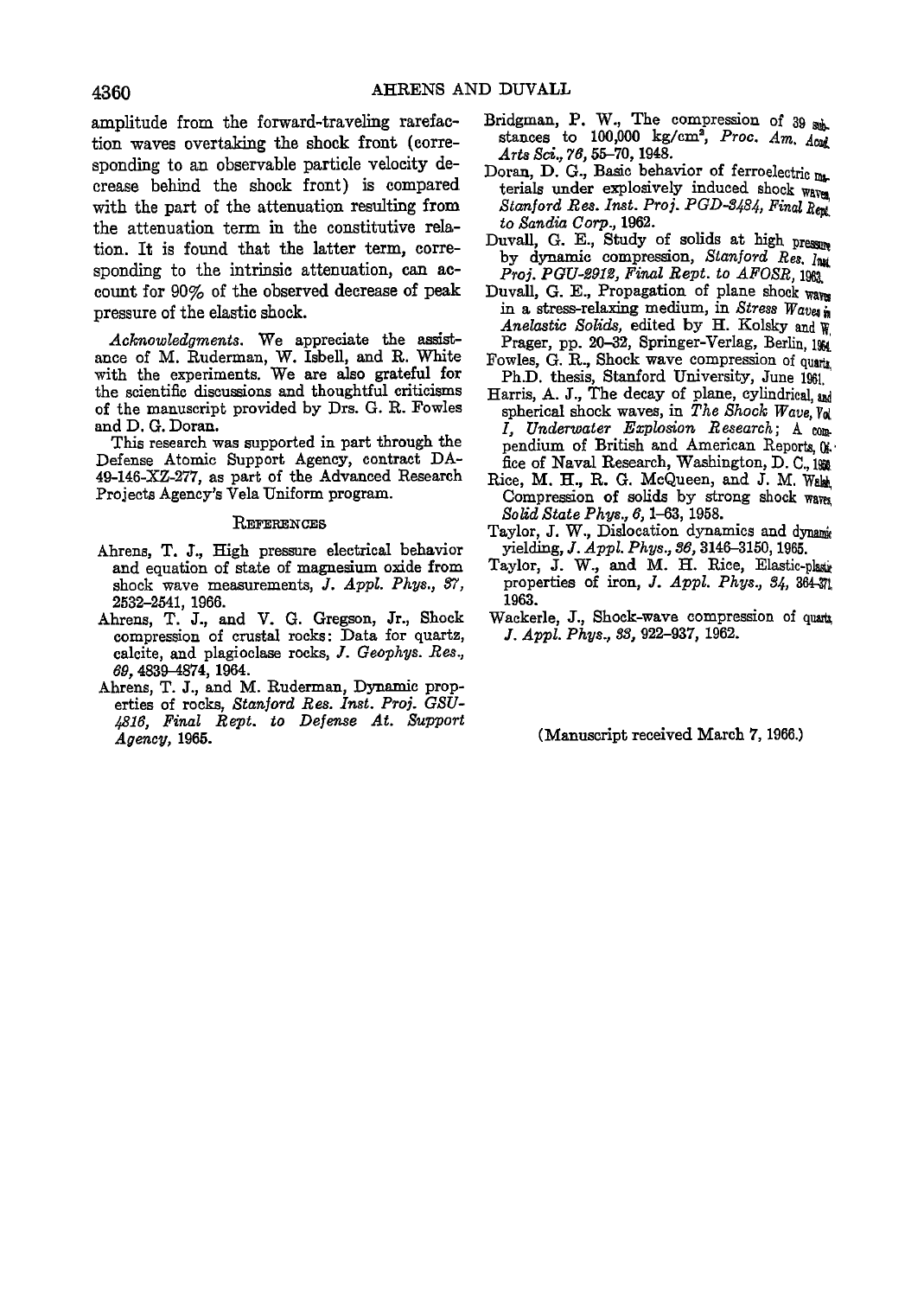amplitude from the forward-traveling rarefaction waves overtaking the shock front (corresponding to an observable particle velocity decrease behind the shock front) is compared with the part of the attenuation resulting from the attenuation term in the constitutive relation. It is found that the latter term, corresponding to the intrinsic attenuation, can account for 90% of the observed decrease of peak pressure of the elastic shock.

*Acknowledgments.* We appreciate the assistance of M. Ruderman, W. Isbell, and R. White with the experiments. We are also grateful for the scientific discussions and thoughtful criticisms of the manuscript provided by Drs. G. R. Fowles and D. G. Doran.

This research was supported in part through the Defense Atomic Support Agency, contract DA-49-146-XZ-277, as part of the Advanced Research Projects Agency's Vela Uniform program.

## References

Ahrens, T. J., High pressure electrical behavior and equation of state of magnesium oxide from shock wave measurements, *J. Appl. Phys., 37,* 2532–2541, 1966.

Ahrens, T. J., and V. G. Gregson, Jr., Shock compression of crustal rocks: Data for quartz, calcite, and plagioclase rocks, *J. Geophys. Res., 69,* 4839–4874, 1964.

Ahrens, T. J., and M. Ruderman, Dynamic properties of rocks, *Stanford Res. Inst. Proj. GSU-4816, Final Rept. to Defense At. Support Agency,* 1965.

Bridgman, P. W., The compression of 39 substances to 100,000 kg/cm², *Proc. Am. Acad. Arts Sci., 76,* 55–70, 1948.

Doran, D. G., Basic behavior of ferroelectric materials under explosively induced shock waves, *Stanford Res. Inst. Proj. PGD-3484, Final Rept. to Sandia Corp.,* 1962.

Duvall, G. E., Study of solids at high pressure by dynamic compression, *Stanford Res. Inst. Proj. PGU-2912, Final Rept. to AFOSR,* 1963.

Duvall, G. E., Propagation of plane shock waves in a stress-relaxing medium, in *Stress Waves in Anelastic Solids,* edited by H. Kolsky and W. Prager, pp. 20–32, Springer-Verlag, Berlin, 1964.

Fowles, G. R., Shock wave compression of quartz, Ph.D. thesis, Stanford University, June 1961.

Harris, A. J., The decay of plane, cylindrical, and spherical shock waves, in *The Shock Wave, Vol. I, Underwater Explosion Research;* A compendium of British and American Reports, Office of Naval Research, Washington, D. C., 1950.

Rice, M. H., R. G. McQueen, and J. M. Walsh, Compression of solids by strong shock waves, *Solid State Phys., 6,* 1–63, 1958.

Taylor, J. W., Dislocation dynamics and dynamic yielding, *J. Appl. Phys., 36,* 3146–3150, 1965.

Taylor, J. W., and M. H. Rice, Elastic-plastic properties of iron, *J. Appl. Phys., 34,* 364–371, 1963.

Wackerle, J., Shock-wave compression of quartz, *J. Appl. Phys., 33,* 922–937, 1962.

(Manuscript received March 7, 1966.)